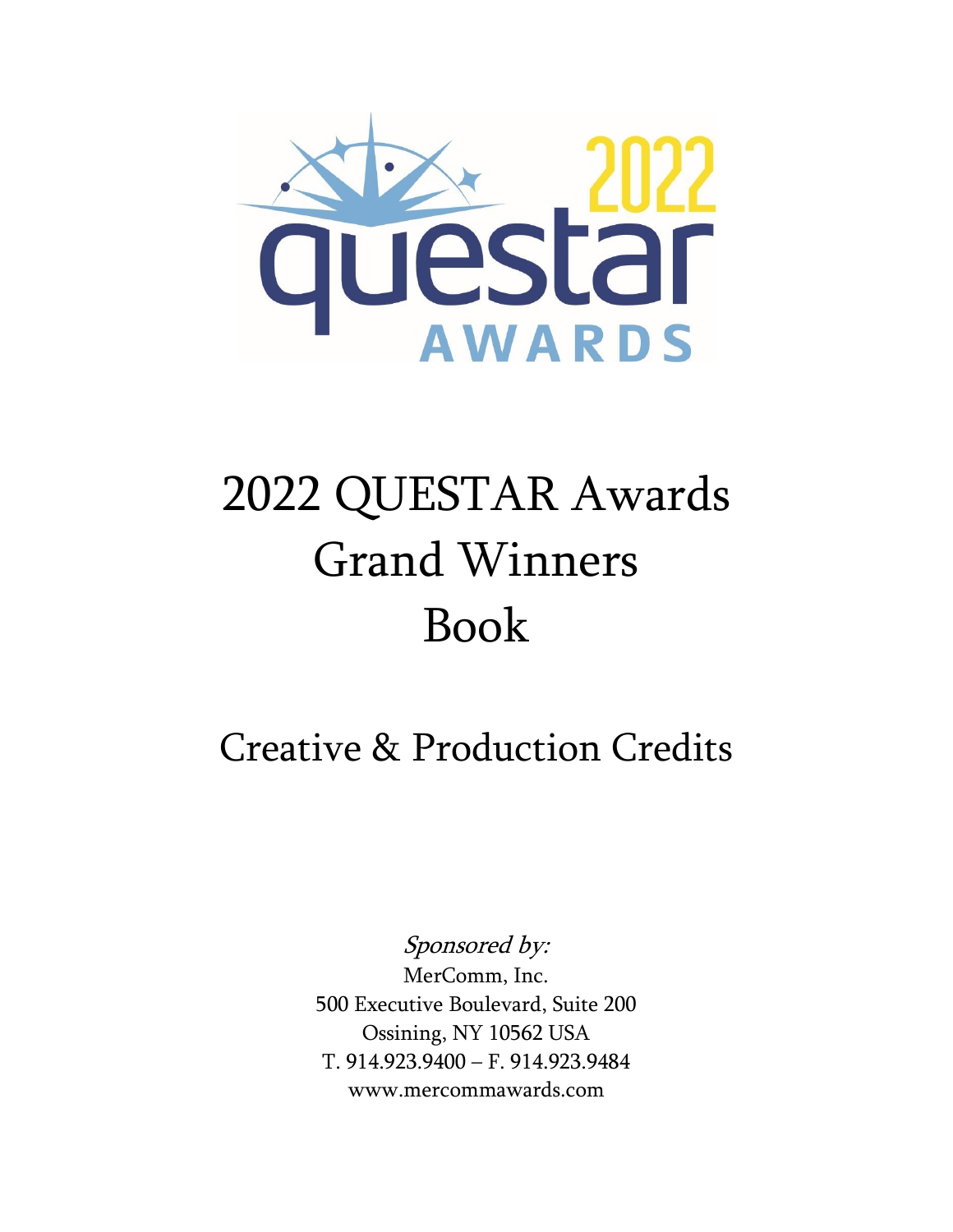# 2022 QUESTAR Awards Grand Winners Book

## Creative & Production Credits

*Sponsored by:*

MerComm, Inc.
500 Executive Boulevard, Suite 200
Ossining, NY 10562 USA
T. 914.923.9400 – F. 914.923.9484
www.mercommawards.com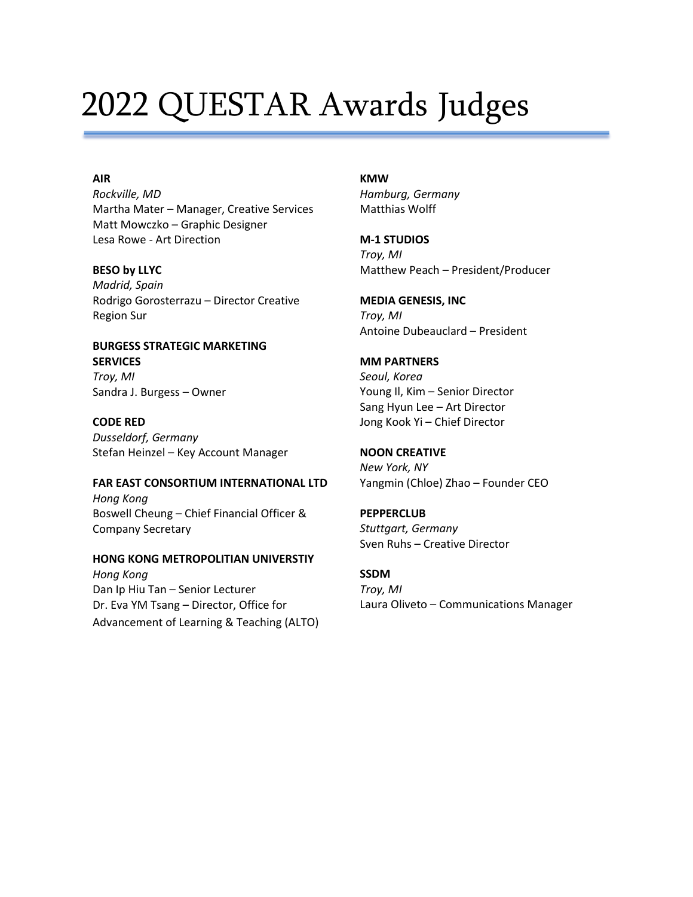# 2022 QUESTAR Awards Judges

**AIR**
*Rockville, MD*
Martha Mater – Manager, Creative Services
Matt Mowczko – Graphic Designer
Lesa Rowe - Art Direction

**BESO by LLYC**
*Madrid, Spain*
Rodrigo Gorosterrazu – Director Creative Region Sur

**BURGESS STRATEGIC MARKETING SERVICES**
*Troy, MI*
Sandra J. Burgess – Owner

**CODE RED**
*Dusseldorf, Germany*
Stefan Heinzel – Key Account Manager

**FAR EAST CONSORTIUM INTERNATIONAL LTD**
*Hong Kong*
Boswell Cheung – Chief Financial Officer & Company Secretary

**HONG KONG METROPOLITIAN UNIVERSTIY**
*Hong Kong*
Dan Ip Hiu Tan – Senior Lecturer
Dr. Eva YM Tsang – Director, Office for Advancement of Learning & Teaching (ALTO)

**KMW**
*Hamburg, Germany*
Matthias Wolff

**M-1 STUDIOS**
*Troy, MI*
Matthew Peach – President/Producer

**MEDIA GENESIS, INC**
*Troy, MI*
Antoine Dubeauclard – President

**MM PARTNERS**
*Seoul, Korea*
Young Il, Kim – Senior Director
Sang Hyun Lee – Art Director
Jong Kook Yi – Chief Director

**NOON CREATIVE**
*New York, NY*
Yangmin (Chloe) Zhao – Founder CEO

**PEPPERCLUB**
*Stuttgart, Germany*
Sven Ruhs – Creative Director

**SSDM**
*Troy, MI*
Laura Oliveto – Communications Manager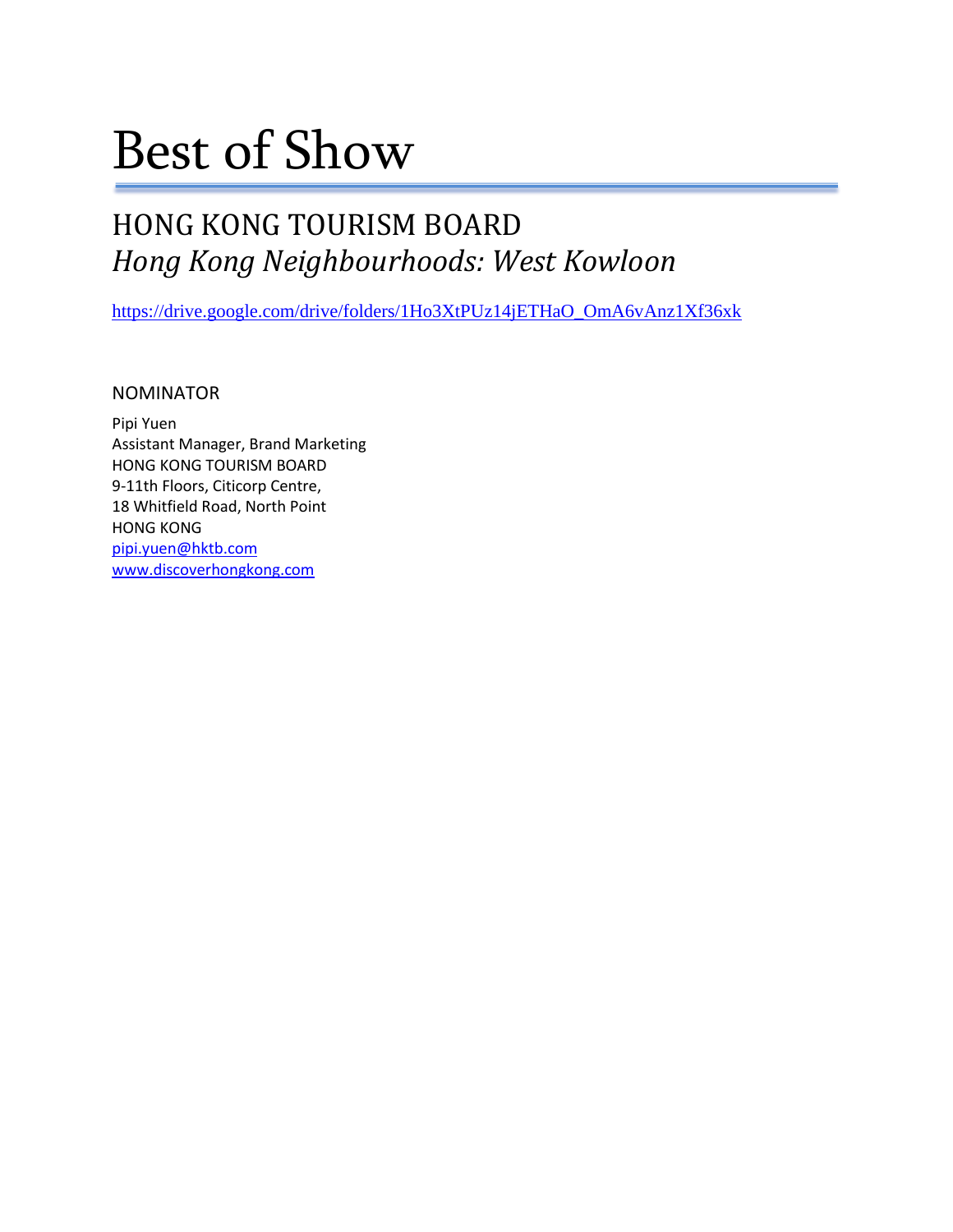# Best of Show

## HONG KONG TOURISM BOARD
## *Hong Kong Neighbourhoods: West Kowloon*

https://drive.google.com/drive/folders/1Ho3XtPUz14jETHaO_OmA6vAnz1Xf36xk

### NOMINATOR

Pipi Yuen
Assistant Manager, Brand Marketing
HONG KONG TOURISM BOARD
9-11th Floors, Citicorp Centre,
18 Whitfield Road, North Point
HONG KONG
pipi.yuen@hktb.com
www.discoverhongkong.com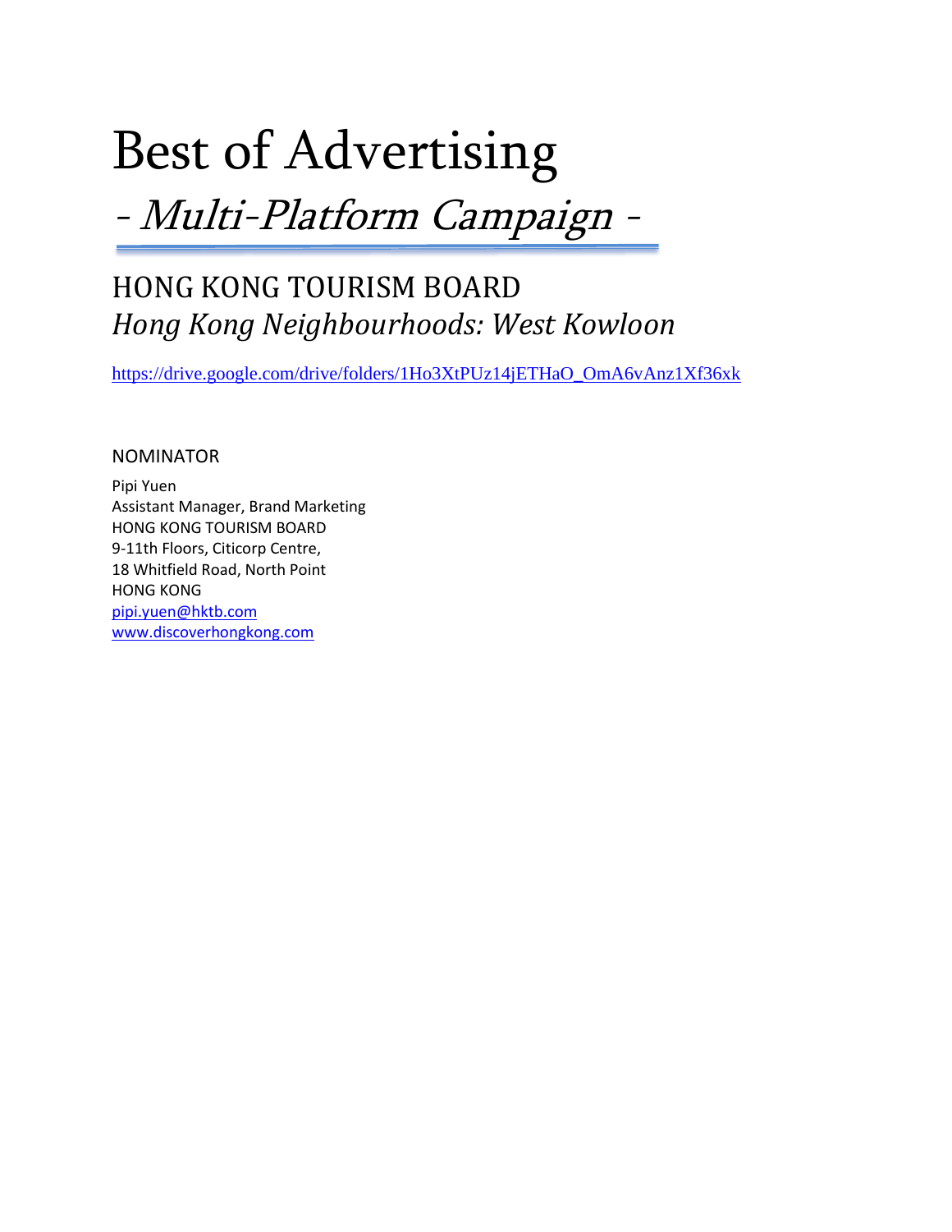# Best of Advertising

## *- Multi-Platform Campaign -*

## HONG KONG TOURISM BOARD

### *Hong Kong Neighbourhoods: West Kowloon*

https://drive.google.com/drive/folders/1Ho3XtPUz14jETHaO_OmA6vAnz1Xf36xk

NOMINATOR

Pipi Yuen
Assistant Manager, Brand Marketing
HONG KONG TOURISM BOARD
9-11th Floors, Citicorp Centre,
18 Whitfield Road, North Point
HONG KONG
pipi.yuen@hktb.com
www.discoverhongkong.com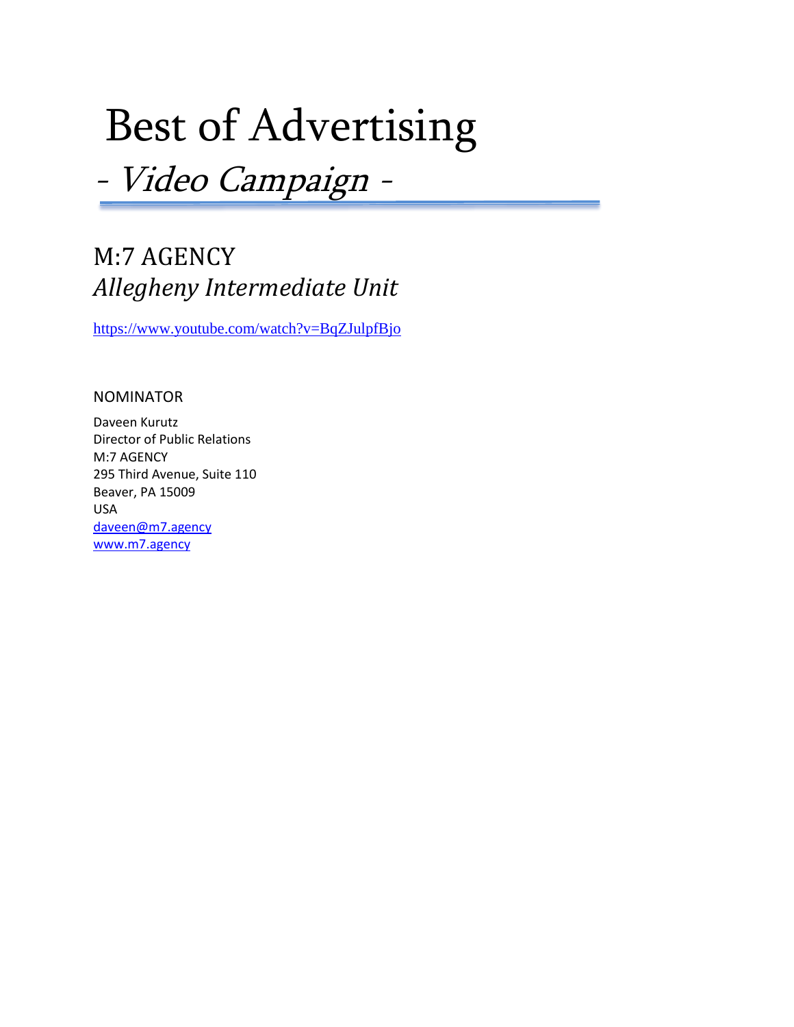# Best of Advertising

## - *Video Campaign* -

## M:7 AGENCY

### *Allegheny Intermediate Unit*

[https://www.youtube.com/watch?v=BqZJulpfBjo](https://www.youtube.com/watch?v=BqZJulpfBjo)

NOMINATOR

Daveen Kurutz
Director of Public Relations
M:7 AGENCY
295 Third Avenue, Suite 110
Beaver, PA 15009
USA
[daveen@m7.agency](mailto:daveen@m7.agency)
[www.m7.agency](http://www.m7.agency)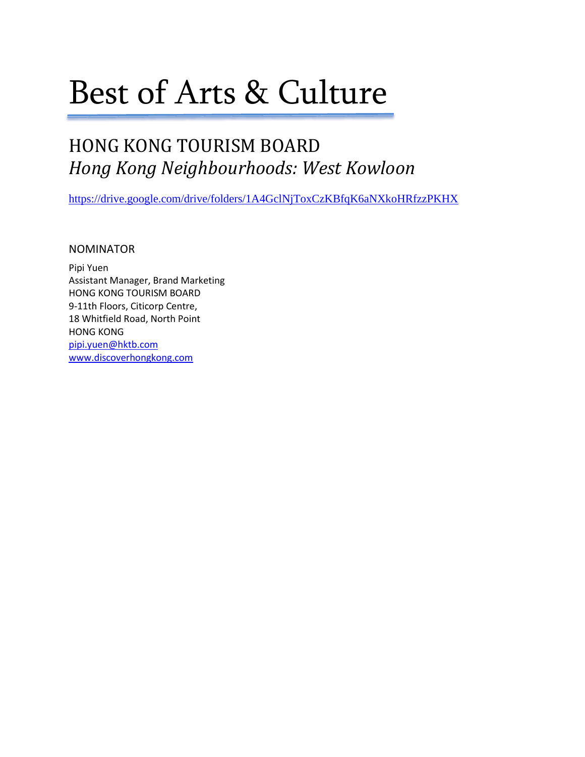# Best of Arts & Culture

## HONG KONG TOURISM BOARD

## *Hong Kong Neighbourhoods: West Kowloon*

https://drive.google.com/drive/folders/1A4GclNjToxCzKBfqK6aNXkoHRfzzPKHX

NOMINATOR

Pipi Yuen
Assistant Manager, Brand Marketing
HONG KONG TOURISM BOARD
9-11th Floors, Citicorp Centre,
18 Whitfield Road, North Point
HONG KONG
pipi.yuen@hktb.com
www.discoverhongkong.com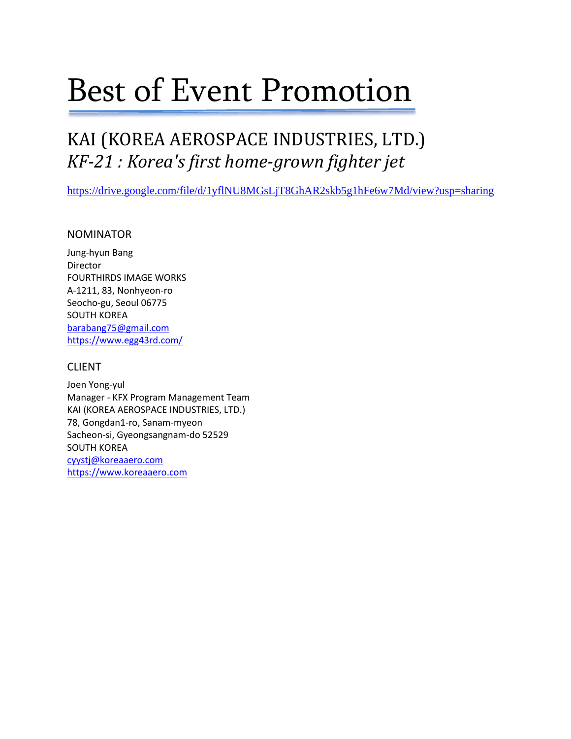# Best of Event Promotion

## KAI (KOREA AEROSPACE INDUSTRIES, LTD.)
## *KF-21 : Korea's first home-grown fighter jet*

https://drive.google.com/file/d/1yflNU8MGsLjT8GhAR2skb5g1hFe6w7Md/view?usp=sharing

### NOMINATOR

Jung-hyun Bang
Director
FOURTHIRDS IMAGE WORKS
A-1211, 83, Nonhyeon-ro
Seocho-gu, Seoul 06775
SOUTH KOREA
barabang75@gmail.com
https://www.egg43rd.com/

### CLIENT

Joen Yong-yul
Manager - KFX Program Management Team
KAI (KOREA AEROSPACE INDUSTRIES, LTD.)
78, Gongdan1-ro, Sanam-myeon
Sacheon-si, Gyeongsangnam-do 52529
SOUTH KOREA
cyystj@koreaaero.com
https://www.koreaaero.com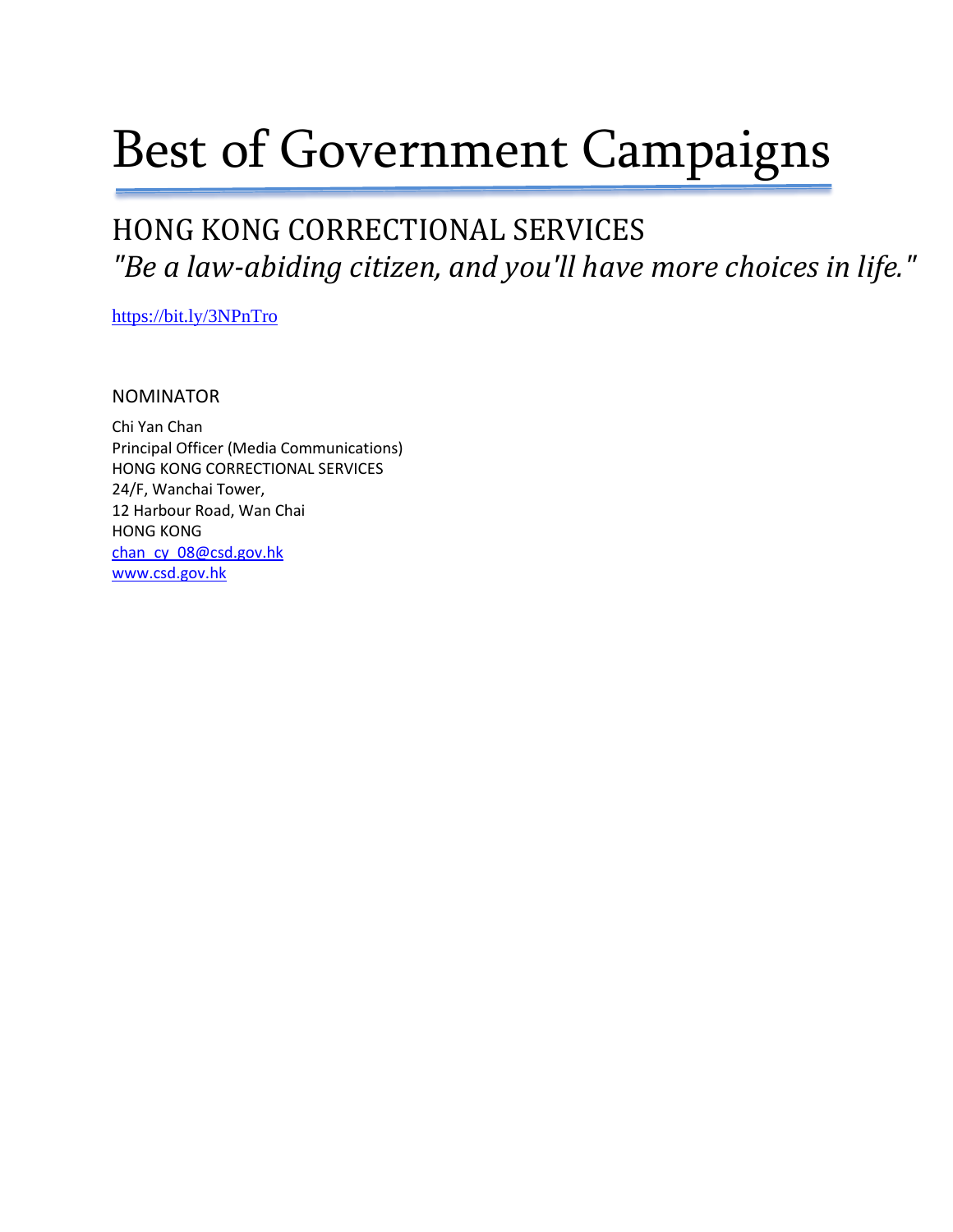# Best of Government Campaigns

## HONG KONG CORRECTIONAL SERVICES

*"Be a law-abiding citizen, and you'll have more choices in life."*

https://bit.ly/3NPnTro

NOMINATOR

Chi Yan Chan
Principal Officer (Media Communications)
HONG KONG CORRECTIONAL SERVICES
24/F, Wanchai Tower,
12 Harbour Road, Wan Chai
HONG KONG
chan_cy_08@csd.gov.hk
www.csd.gov.hk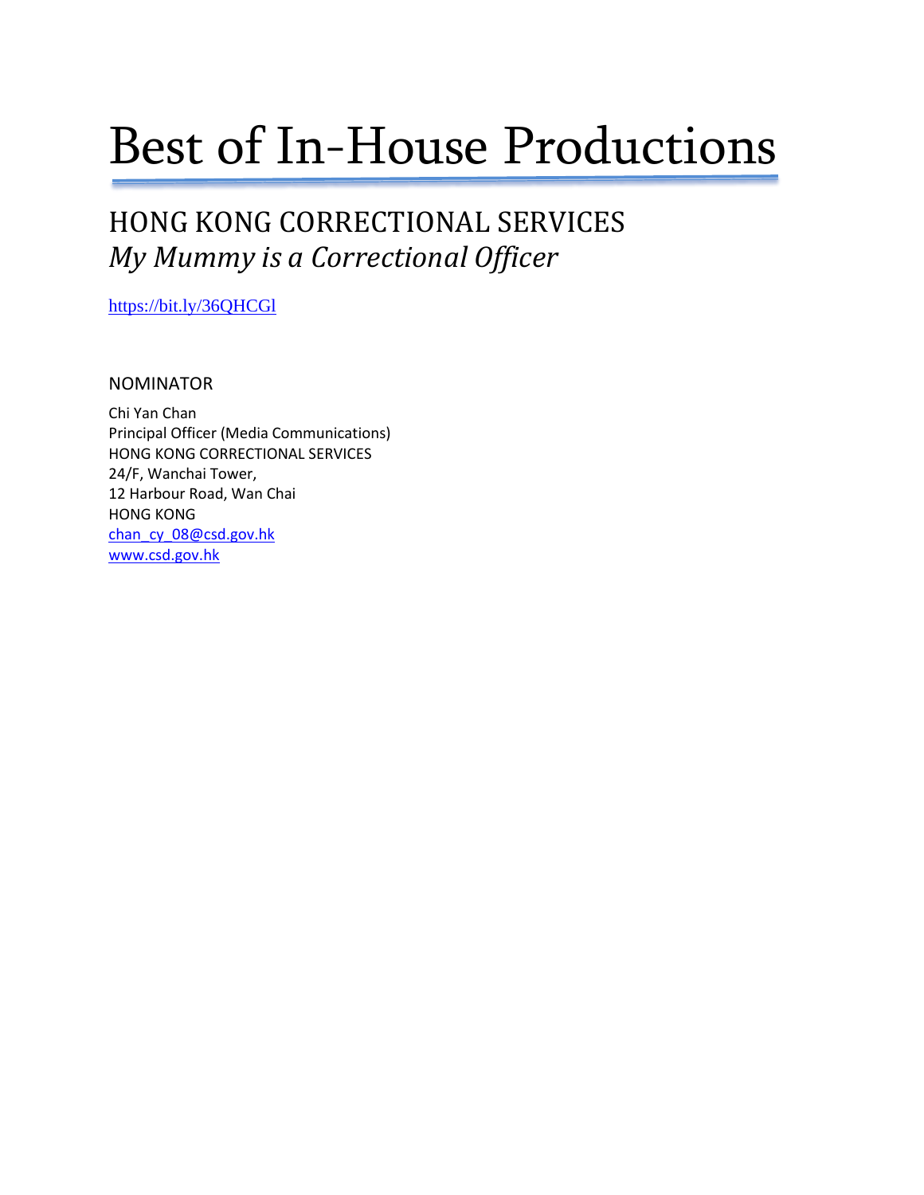# Best of In-House Productions

## HONG KONG CORRECTIONAL SERVICES
## *My Mummy is a Correctional Officer*

https://bit.ly/36QHCGl

NOMINATOR

Chi Yan Chan
Principal Officer (Media Communications)
HONG KONG CORRECTIONAL SERVICES
24/F, Wanchai Tower,
12 Harbour Road, Wan Chai
HONG KONG
chan_cy_08@csd.gov.hk
www.csd.gov.hk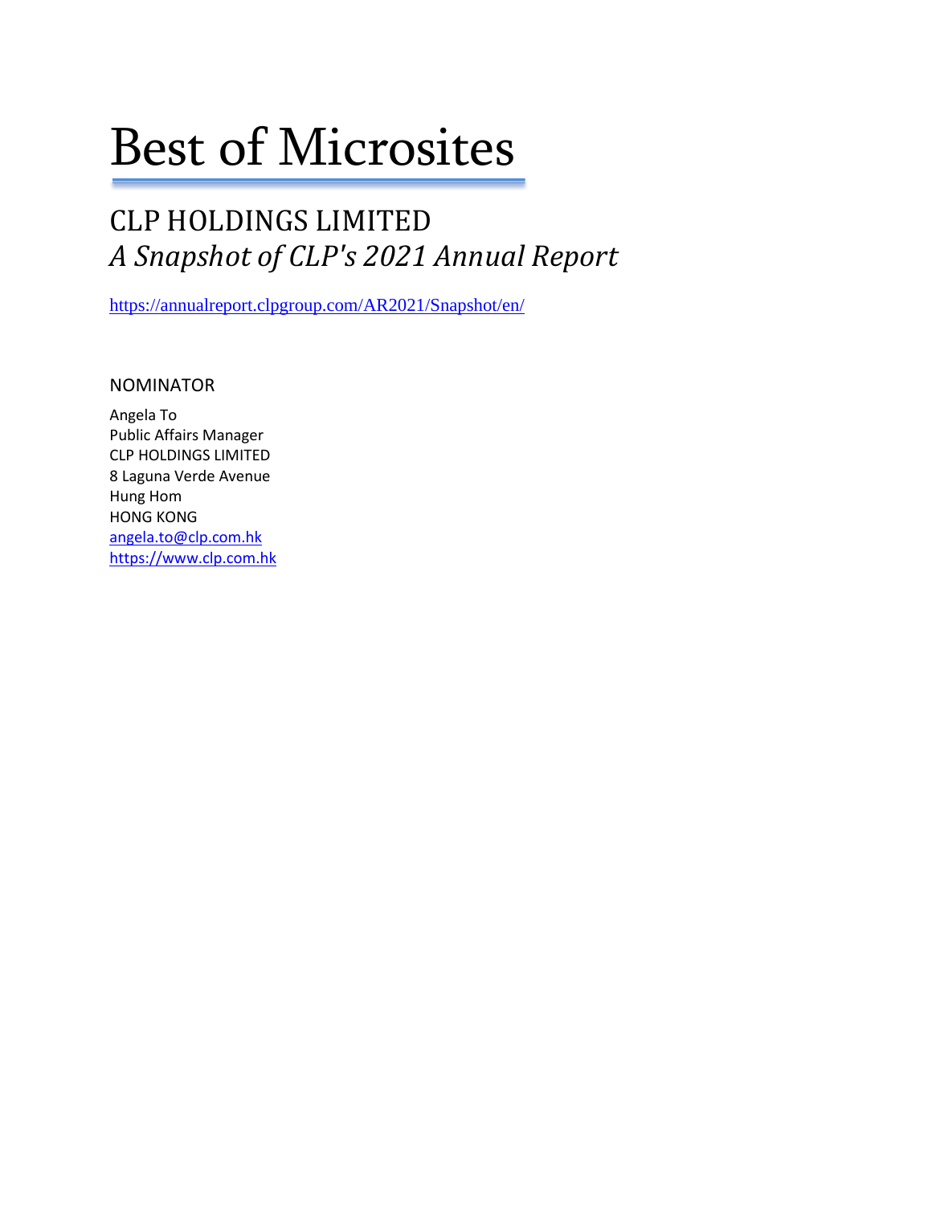# Best of Microsites

## CLP HOLDINGS LIMITED

## *A Snapshot of CLP's 2021 Annual Report*

https://annualreport.clpgroup.com/AR2021/Snapshot/en/

NOMINATOR

Angela To
Public Affairs Manager
CLP HOLDINGS LIMITED
8 Laguna Verde Avenue
Hung Hom
HONG KONG
angela.to@clp.com.hk
https://www.clp.com.hk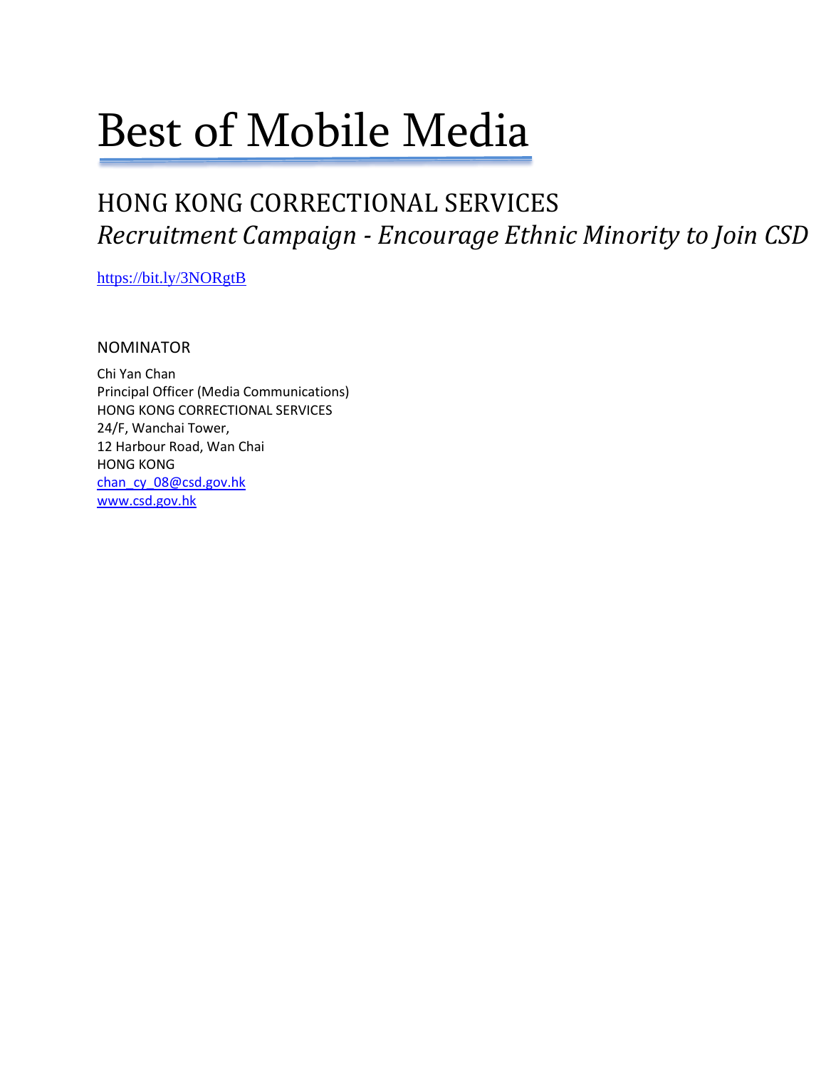# Best of Mobile Media

## HONG KONG CORRECTIONAL SERVICES

### *Recruitment Campaign - Encourage Ethnic Minority to Join CSD*

https://bit.ly/3NORgtB

NOMINATOR

Chi Yan Chan
Principal Officer (Media Communications)
HONG KONG CORRECTIONAL SERVICES
24/F, Wanchai Tower,
12 Harbour Road, Wan Chai
HONG KONG
chan_cy_08@csd.gov.hk
www.csd.gov.hk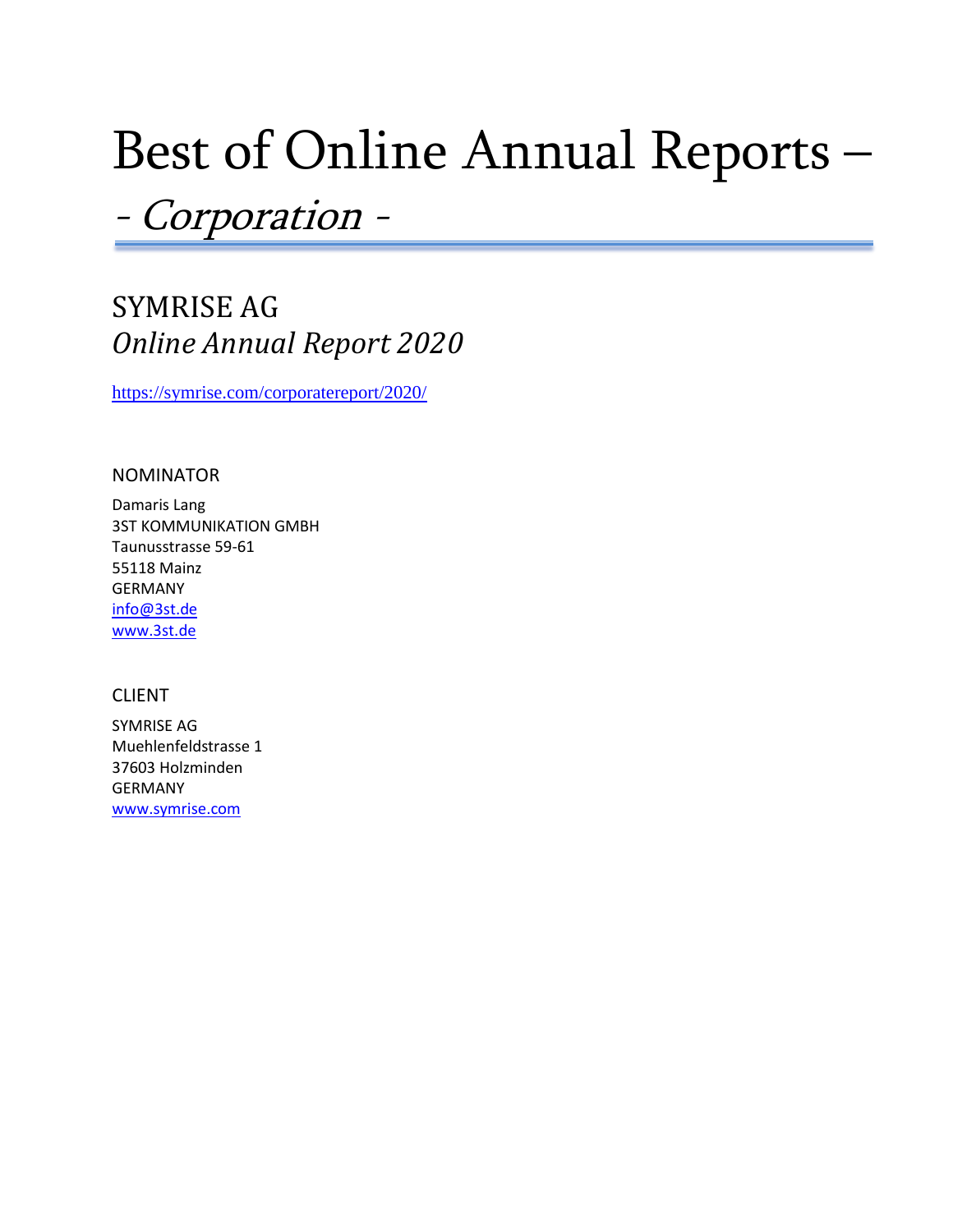# Best of Online Annual Reports –

## *- Corporation -*

## SYMRISE AG

### *Online Annual Report 2020*

https://symrise.com/corporatereport/2020/

NOMINATOR

Damaris Lang
3ST KOMMUNIKATION GMBH
Taunusstrasse 59-61
55118 Mainz
GERMANY
info@3st.de
www.3st.de

CLIENT

SYMRISE AG
Muehlenfeldstrasse 1
37603 Holzminden
GERMANY
www.symrise.com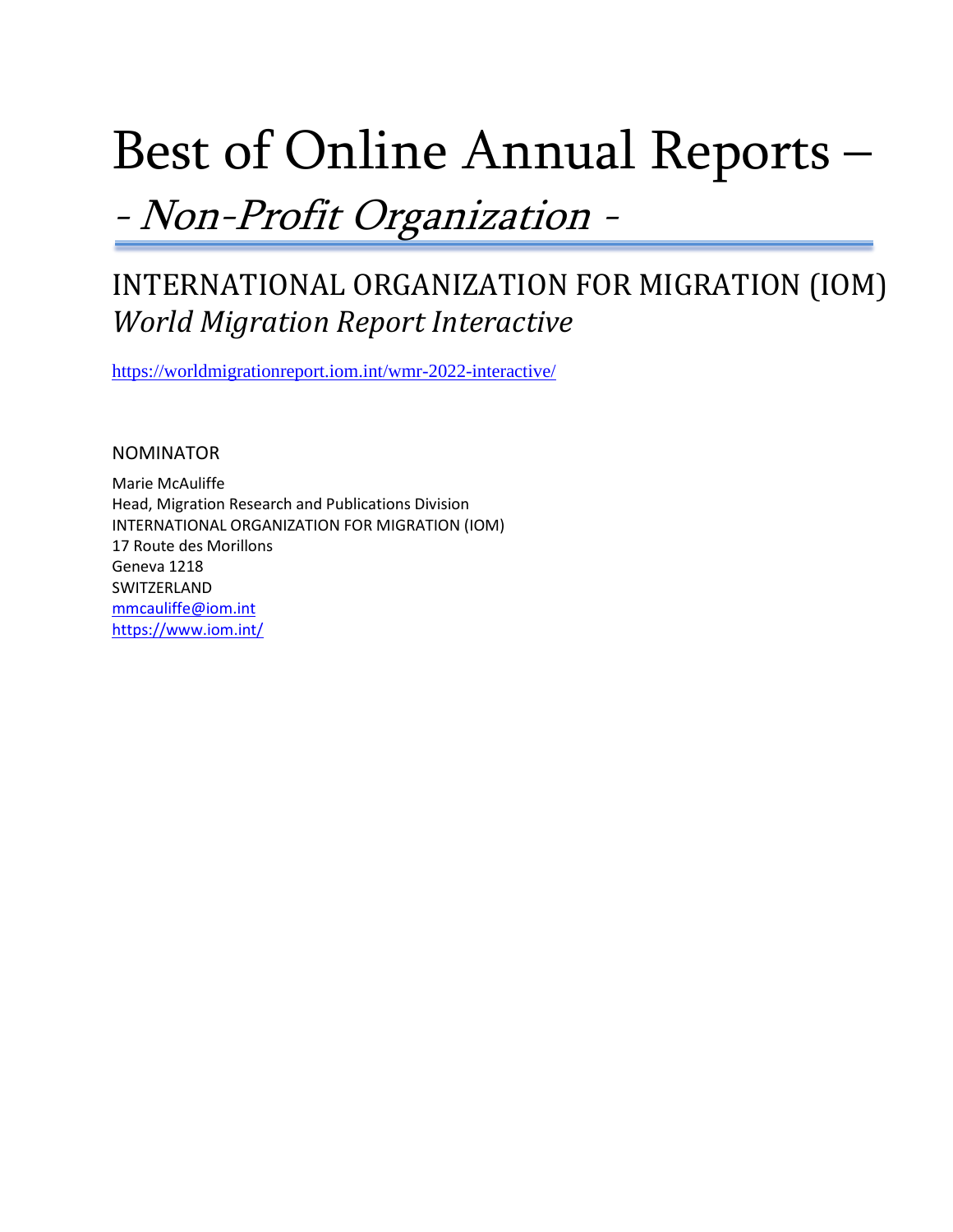# Best of Online Annual Reports –

## *- Non-Profit Organization -*

## INTERNATIONAL ORGANIZATION FOR MIGRATION (IOM)

### *World Migration Report Interactive*

https://worldmigrationreport.iom.int/wmr-2022-interactive/

NOMINATOR

Marie McAuliffe
Head, Migration Research and Publications Division
INTERNATIONAL ORGANIZATION FOR MIGRATION (IOM)
17 Route des Morillons
Geneva 1218
SWITZERLAND
mmcauliffe@iom.int
https://www.iom.int/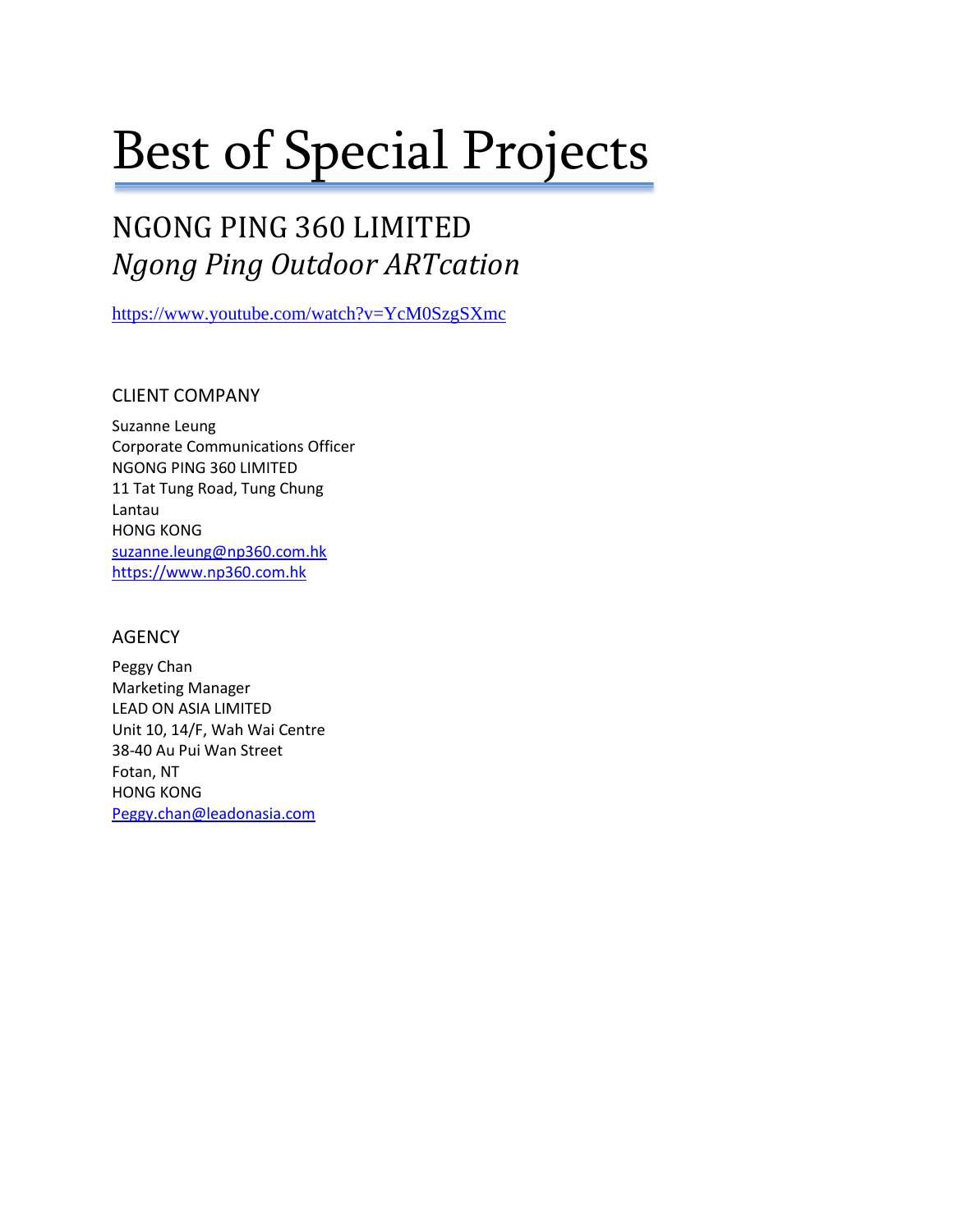# Best of Special Projects

## NGONG PING 360 LIMITED
## *Ngong Ping Outdoor ARTcation*

https://www.youtube.com/watch?v=YcM0SzgSXmc

### CLIENT COMPANY

Suzanne Leung
Corporate Communications Officer
NGONG PING 360 LIMITED
11 Tat Tung Road, Tung Chung
Lantau
HONG KONG
suzanne.leung@np360.com.hk
https://www.np360.com.hk

### AGENCY

Peggy Chan
Marketing Manager
LEAD ON ASIA LIMITED
Unit 10, 14/F, Wah Wai Centre
38-40 Au Pui Wan Street
Fotan, NT
HONG KONG
Peggy.chan@leadonasia.com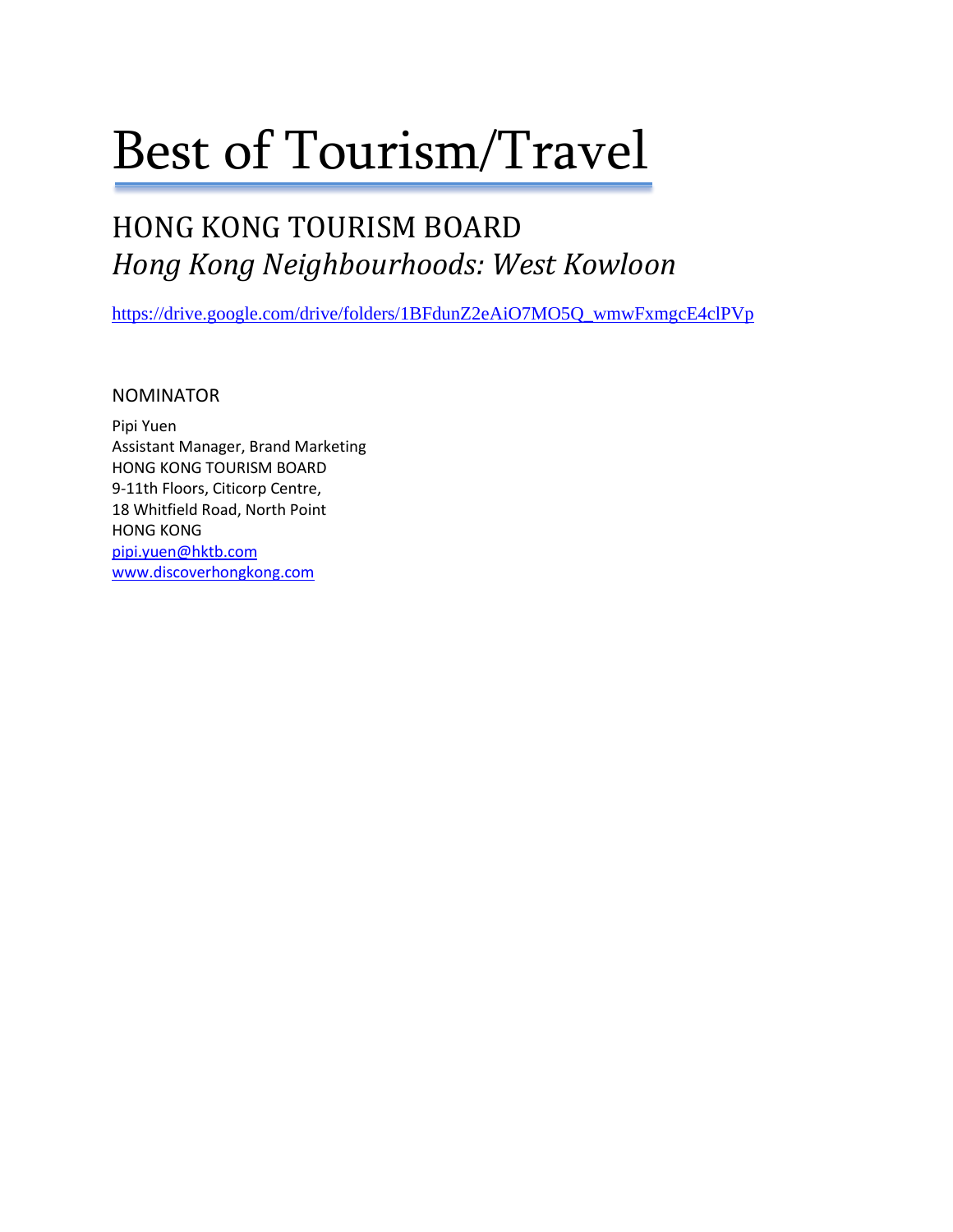# Best of Tourism/Travel

## HONG KONG TOURISM BOARD

## *Hong Kong Neighbourhoods: West Kowloon*

https://drive.google.com/drive/folders/1BFdunZ2eAiO7MO5Q_wmwFxmgcE4clPVp

NOMINATOR

Pipi Yuen
Assistant Manager, Brand Marketing
HONG KONG TOURISM BOARD
9-11th Floors, Citicorp Centre,
18 Whitfield Road, North Point
HONG KONG
pipi.yuen@hktb.com
www.discoverhongkong.com